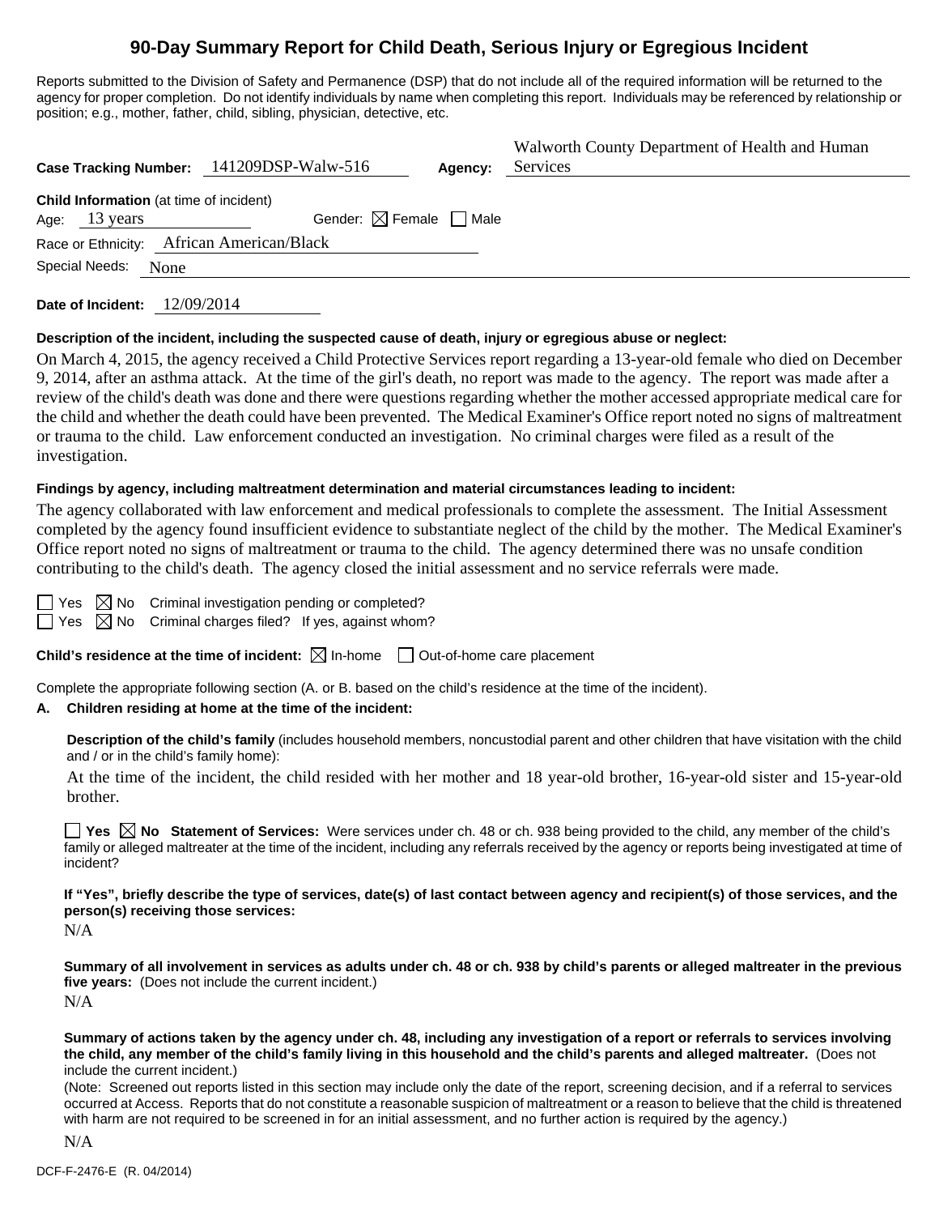# 90-Day Summary Report for Child Death, Serious Injury or Egregious Incident

Reports submitted to the Division of Safety and Permanence (DSP) that do not include all of the required information will be returned to the agency for proper completion. Do not identify individuals by name when completing this report. Individuals may be referenced by relationship or position; e.g., mother, father, child, sibling, physician, detective, etc.

**Case Tracking Number:** 141209DSP-Walw-516 **Agency:** Walworth County Department of Health and Human Services

**Child Information** (at time of incident)

Age: 13 years Gender: ☒ Female ☐ Male

Race or Ethnicity: African American/Black

Special Needs: None

**Date of Incident:** 12/09/2014

**Description of the incident, including the suspected cause of death, injury or egregious abuse or neglect:**

On March 4, 2015, the agency received a Child Protective Services report regarding a 13-year-old female who died on December 9, 2014, after an asthma attack. At the time of the girl's death, no report was made to the agency. The report was made after a review of the child's death was done and there were questions regarding whether the mother accessed appropriate medical care for the child and whether the death could have been prevented. The Medical Examiner's Office report noted no signs of maltreatment or trauma to the child. Law enforcement conducted an investigation. No criminal charges were filed as a result of the investigation.

**Findings by agency, including maltreatment determination and material circumstances leading to incident:**

The agency collaborated with law enforcement and medical professionals to complete the assessment. The Initial Assessment completed by the agency found insufficient evidence to substantiate neglect of the child by the mother. The Medical Examiner's Office report noted no signs of maltreatment or trauma to the child. The agency determined there was no unsafe condition contributing to the child's death. The agency closed the initial assessment and no service referrals were made.

☐ Yes ☒ No Criminal investigation pending or completed?

☐ Yes ☒ No Criminal charges filed? If yes, against whom?

**Child's residence at the time of incident:** ☒ In-home ☐ Out-of-home care placement

Complete the appropriate following section (A. or B. based on the child's residence at the time of the incident).

**A. Children residing at home at the time of the incident:**

**Description of the child's family** (includes household members, noncustodial parent and other children that have visitation with the child and / or in the child's family home):

At the time of the incident, the child resided with her mother and 18 year-old brother, 16-year-old sister and 15-year-old brother.

☐ **Yes** ☒ **No Statement of Services:** Were services under ch. 48 or ch. 938 being provided to the child, any member of the child's family or alleged maltreater at the time of the incident, including any referrals received by the agency or reports being investigated at time of incident?

**If "Yes", briefly describe the type of services, date(s) of last contact between agency and recipient(s) of those services, and the person(s) receiving those services:**

N/A

**Summary of all involvement in services as adults under ch. 48 or ch. 938 by child's parents or alleged maltreater in the previous five years:** (Does not include the current incident.)

N/A

**Summary of actions taken by the agency under ch. 48, including any investigation of a report or referrals to services involving the child, any member of the child's family living in this household and the child's parents and alleged maltreater.** (Does not include the current incident.)

(Note: Screened out reports listed in this section may include only the date of the report, screening decision, and if a referral to services occurred at Access. Reports that do not constitute a reasonable suspicion of maltreatment or a reason to believe that the child is threatened with harm are not required to be screened in for an initial assessment, and no further action is required by the agency.)

N/A

DCF-F-2476-E (R. 04/2014)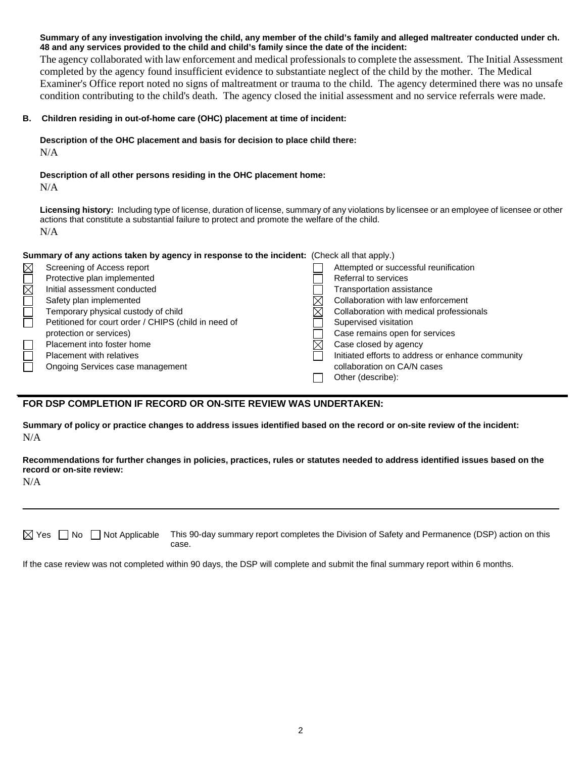**Summary of any investigation involving the child, any member of the child's family and alleged maltreater conducted under ch. 48 and any services provided to the child and child's family since the date of the incident:**

The agency collaborated with law enforcement and medical professionals to complete the assessment. The Initial Assessment completed by the agency found insufficient evidence to substantiate neglect of the child by the mother. The Medical Examiner's Office report noted no signs of maltreatment or trauma to the child. The agency determined there was no unsafe condition contributing to the child's death. The agency closed the initial assessment and no service referrals were made.

**B. Children residing in out-of-home care (OHC) placement at time of incident:**

**Description of the OHC placement and basis for decision to place child there:**

N/A

**Description of all other persons residing in the OHC placement home:**

N/A

**Licensing history:** Including type of license, duration of license, summary of any violations by licensee or an employee of licensee or other actions that constitute a substantial failure to protect and promote the welfare of the child.

N/A

**Summary of any actions taken by agency in response to the incident:** (Check all that apply.)

- ☒ Screening of Access report
- ☐ Protective plan implemented
- ☒ Initial assessment conducted
- ☐ Safety plan implemented
- ☐ Temporary physical custody of child
- ☐ Petitioned for court order / CHIPS (child in need of protection or services)
- ☐ Placement into foster home
- ☐ Placement with relatives
- ☐ Ongoing Services case management
- ☐ Attempted or successful reunification
- ☐ Referral to services
- ☐ Transportation assistance
- ☒ Collaboration with law enforcement
- ☒ Collaboration with medical professionals
- ☐ Supervised visitation
- ☐ Case remains open for services
- ☒ Case closed by agency
- ☐ Initiated efforts to address or enhance community collaboration on CA/N cases
- ☐ Other (describe):

---

**FOR DSP COMPLETION IF RECORD OR ON-SITE REVIEW WAS UNDERTAKEN:**

**Summary of policy or practice changes to address issues identified based on the record or on-site review of the incident:**

N/A

**Recommendations for further changes in policies, practices, rules or statutes needed to address identified issues based on the record or on-site review:**

N/A

---

☒ Yes ☐ No ☐ Not Applicable This 90-day summary report completes the Division of Safety and Permanence (DSP) action on this case.

If the case review was not completed within 90 days, the DSP will complete and submit the final summary report within 6 months.